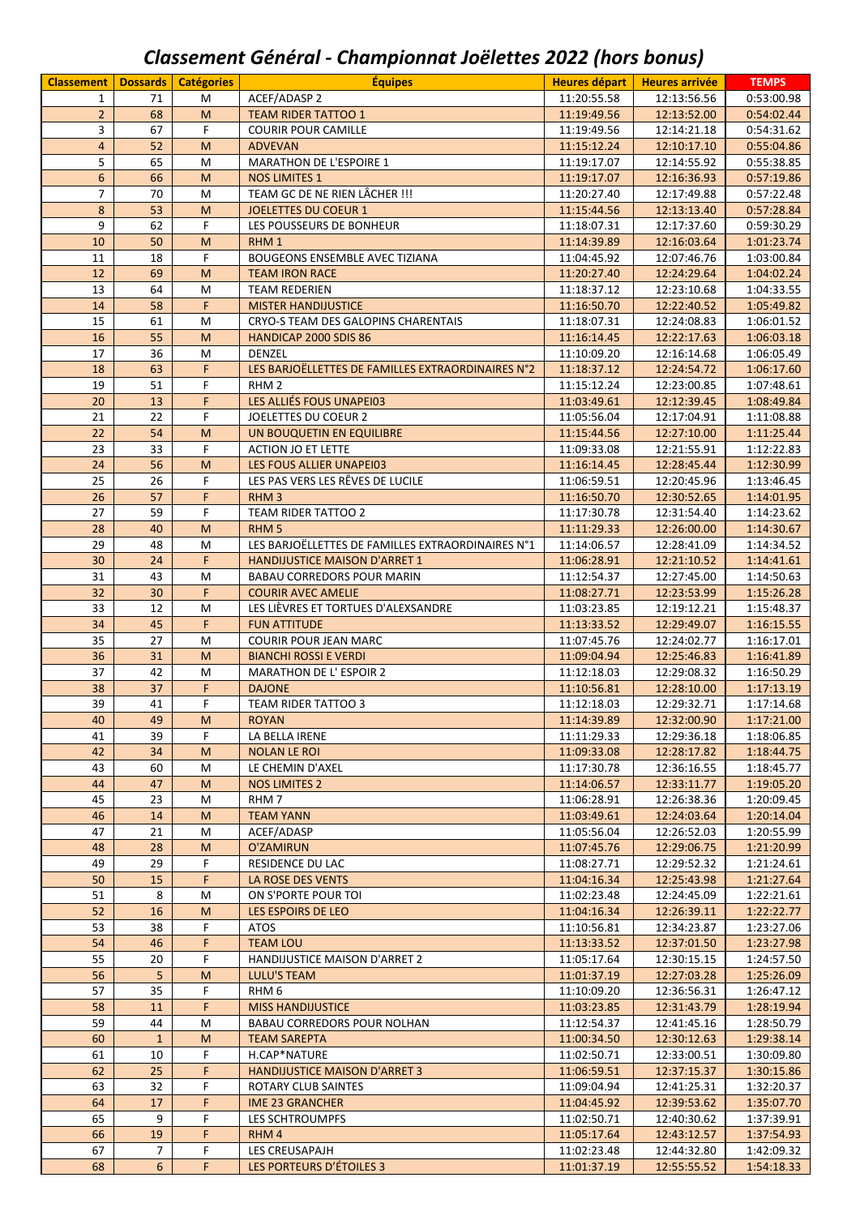# *Classement Général - Championnat Joëlettes 2022 (hors bonus)*

| Classement | Dossards | Catégories | Équipes | Heures départ | Heures arrivée | TEMPS |
|---|---|---|---|---|---|---|
| 1 | 71 | M | ACEF/ADASP 2 | 11:20:55.58 | 12:13:56.56 | 0:53:00.98 |
| 2 | 68 | M | TEAM RIDER TATTOO 1 | 11:19:49.56 | 12:13:52.00 | 0:54:02.44 |
| 3 | 67 | F | COURIR POUR CAMILLE | 11:19:49.56 | 12:14:21.18 | 0:54:31.62 |
| 4 | 52 | M | ADVEVAN | 11:15:12.24 | 12:10:17.10 | 0:55:04.86 |
| 5 | 65 | M | MARATHON DE L'ESPOIRE 1 | 11:19:17.07 | 12:14:55.92 | 0:55:38.85 |
| 6 | 66 | M | NOS LIMITES 1 | 11:19:17.07 | 12:16:36.93 | 0:57:19.86 |
| 7 | 70 | M | TEAM GC DE NE RIEN LÂCHER !!! | 11:20:27.40 | 12:17:49.88 | 0:57:22.48 |
| 8 | 53 | M | JOELETTES DU COEUR 1 | 11:15:44.56 | 12:13:13.40 | 0:57:28.84 |
| 9 | 62 | F | LES POUSSEURS DE BONHEUR | 11:18:07.31 | 12:17:37.60 | 0:59:30.29 |
| 10 | 50 | M | RHM 1 | 11:14:39.89 | 12:16:03.64 | 1:01:23.74 |
| 11 | 18 | F | BOUGEONS ENSEMBLE AVEC TIZIANA | 11:04:45.92 | 12:07:46.76 | 1:03:00.84 |
| 12 | 69 | M | TEAM IRON RACE | 11:20:27.40 | 12:24:29.64 | 1:04:02.24 |
| 13 | 64 | M | TEAM REDERIEN | 11:18:37.12 | 12:23:10.68 | 1:04:33.55 |
| 14 | 58 | F | MISTER HANDIJUSTICE | 11:16:50.70 | 12:22:40.52 | 1:05:49.82 |
| 15 | 61 | M | CRYO-S TEAM DES GALOPINS CHARENTAIS | 11:18:07.31 | 12:24:08.83 | 1:06:01.52 |
| 16 | 55 | M | HANDICAP 2000 SDIS 86 | 11:16:14.45 | 12:22:17.63 | 1:06:03.18 |
| 17 | 36 | M | DENZEL | 11:10:09.20 | 12:16:14.68 | 1:06:05.49 |
| 18 | 63 | F | LES BARJOËLLETTES DE FAMILLES EXTRAORDINAIRES N°2 | 11:18:37.12 | 12:24:54.72 | 1:06:17.60 |
| 19 | 51 | F | RHM 2 | 11:15:12.24 | 12:23:00.85 | 1:07:48.61 |
| 20 | 13 | F | LES ALLIÉS FOUS UNAPEI03 | 11:03:49.61 | 12:12:39.45 | 1:08:49.84 |
| 21 | 22 | F | JOELETTES DU COEUR 2 | 11:05:56.04 | 12:17:04.91 | 1:11:08.88 |
| 22 | 54 | M | UN BOUQUETIN EN EQUILIBRE | 11:15:44.56 | 12:27:10.00 | 1:11:25.44 |
| 23 | 33 | F | ACTION JO ET LETTE | 11:09:33.08 | 12:21:55.91 | 1:12:22.83 |
| 24 | 56 | M | LES FOUS ALLIER UNAPEI03 | 11:16:14.45 | 12:28:45.44 | 1:12:30.99 |
| 25 | 26 | F | LES PAS VERS LES RÊVES DE LUCILE | 11:06:59.51 | 12:20:45.96 | 1:13:46.45 |
| 26 | 57 | F | RHM 3 | 11:16:50.70 | 12:30:52.65 | 1:14:01.95 |
| 27 | 59 | F | TEAM RIDER TATTOO 2 | 11:17:30.78 | 12:31:54.40 | 1:14:23.62 |
| 28 | 40 | M | RHM 5 | 11:11:29.33 | 12:26:00.00 | 1:14:30.67 |
| 29 | 48 | M | LES BARJOËLLETTES DE FAMILLES EXTRAORDINAIRES N°1 | 11:14:06.57 | 12:28:41.09 | 1:14:34.52 |
| 30 | 24 | F | HANDIJUSTICE MAISON D'ARRET 1 | 11:06:28.91 | 12:21:10.52 | 1:14:41.61 |
| 31 | 43 | M | BABAU CORREDORS POUR MARIN | 11:12:54.37 | 12:27:45.00 | 1:14:50.63 |
| 32 | 30 | F | COURIR AVEC AMELIE | 11:08:27.71 | 12:23:53.99 | 1:15:26.28 |
| 33 | 12 | M | LES LIÈVRES ET TORTUES D'ALEXSANDRE | 11:03:23.85 | 12:19:12.21 | 1:15:48.37 |
| 34 | 45 | F | FUN ATTITUDE | 11:13:33.52 | 12:29:49.07 | 1:16:15.55 |
| 35 | 27 | M | COURIR POUR JEAN MARC | 11:07:45.76 | 12:24:02.77 | 1:16:17.01 |
| 36 | 31 | M | BIANCHI ROSSI E VERDI | 11:09:04.94 | 12:25:46.83 | 1:16:41.89 |
| 37 | 42 | M | MARATHON DE L' ESPOIR 2 | 11:12:18.03 | 12:29:08.32 | 1:16:50.29 |
| 38 | 37 | F | DAJONE | 11:10:56.81 | 12:28:10.00 | 1:17:13.19 |
| 39 | 41 | F | TEAM RIDER TATTOO 3 | 11:12:18.03 | 12:29:32.71 | 1:17:14.68 |
| 40 | 49 | M | ROYAN | 11:14:39.89 | 12:32:00.90 | 1:17:21.00 |
| 41 | 39 | F | LA BELLA IRENE | 11:11:29.33 | 12:29:36.18 | 1:18:06.85 |
| 42 | 34 | M | NOLAN LE ROI | 11:09:33.08 | 12:28:17.82 | 1:18:44.75 |
| 43 | 60 | M | LE CHEMIN D'AXEL | 11:17:30.78 | 12:36:16.55 | 1:18:45.77 |
| 44 | 47 | M | NOS LIMITES 2 | 11:14:06.57 | 12:33:11.77 | 1:19:05.20 |
| 45 | 23 | M | RHM 7 | 11:06:28.91 | 12:26:38.36 | 1:20:09.45 |
| 46 | 14 | M | TEAM YANN | 11:03:49.61 | 12:24:03.64 | 1:20:14.04 |
| 47 | 21 | M | ACEF/ADASP | 11:05:56.04 | 12:26:52.03 | 1:20:55.99 |
| 48 | 28 | M | O'ZAMIRUN | 11:07:45.76 | 12:29:06.75 | 1:21:20.99 |
| 49 | 29 | F | RESIDENCE DU LAC | 11:08:27.71 | 12:29:52.32 | 1:21:24.61 |
| 50 | 15 | F | LA ROSE DES VENTS | 11:04:16.34 | 12:25:43.98 | 1:21:27.64 |
| 51 | 8 | M | ON S'PORTE POUR TOI | 11:02:23.48 | 12:24:45.09 | 1:22:21.61 |
| 52 | 16 | M | LES ESPOIRS DE LEO | 11:04:16.34 | 12:26:39.11 | 1:22:22.77 |
| 53 | 38 | F | ATOS | 11:10:56.81 | 12:34:23.87 | 1:23:27.06 |
| 54 | 46 | F | TEAM LOU | 11:13:33.52 | 12:37:01.50 | 1:23:27.98 |
| 55 | 20 | F | HANDIJUSTICE MAISON D'ARRET 2 | 11:05:17.64 | 12:30:15.15 | 1:24:57.50 |
| 56 | 5 | M | LULU'S TEAM | 11:01:37.19 | 12:27:03.28 | 1:25:26.09 |
| 57 | 35 | F | RHM 6 | 11:10:09.20 | 12:36:56.31 | 1:26:47.12 |
| 58 | 11 | F | MISS HANDIJUSTICE | 11:03:23.85 | 12:31:43.79 | 1:28:19.94 |
| 59 | 44 | M | BABAU CORREDORS POUR NOLHAN | 11:12:54.37 | 12:41:45.16 | 1:28:50.79 |
| 60 | 1 | M | TEAM SAREPTA | 11:00:34.50 | 12:30:12.63 | 1:29:38.14 |
| 61 | 10 | F | H.CAP*NATURE | 11:02:50.71 | 12:33:00.51 | 1:30:09.80 |
| 62 | 25 | F | HANDIJUSTICE MAISON D'ARRET 3 | 11:06:59.51 | 12:37:15.37 | 1:30:15.86 |
| 63 | 32 | F | ROTARY CLUB SAINTES | 11:09:04.94 | 12:41:25.31 | 1:32:20.37 |
| 64 | 17 | F | IME 23 GRANCHER | 11:04:45.92 | 12:39:53.62 | 1:35:07.70 |
| 65 | 9 | F | LES SCHTROUMPFS | 11:02:50.71 | 12:40:30.62 | 1:37:39.91 |
| 66 | 19 | F | RHM 4 | 11:05:17.64 | 12:43:12.57 | 1:37:54.93 |
| 67 | 7 | F | LES CREUSAPAJH | 11:02:23.48 | 12:44:32.80 | 1:42:09.32 |
| 68 | 6 | F | LES PORTEURS D'ÉTOILES 3 | 11:01:37.19 | 12:55:55.52 | 1:54:18.33 |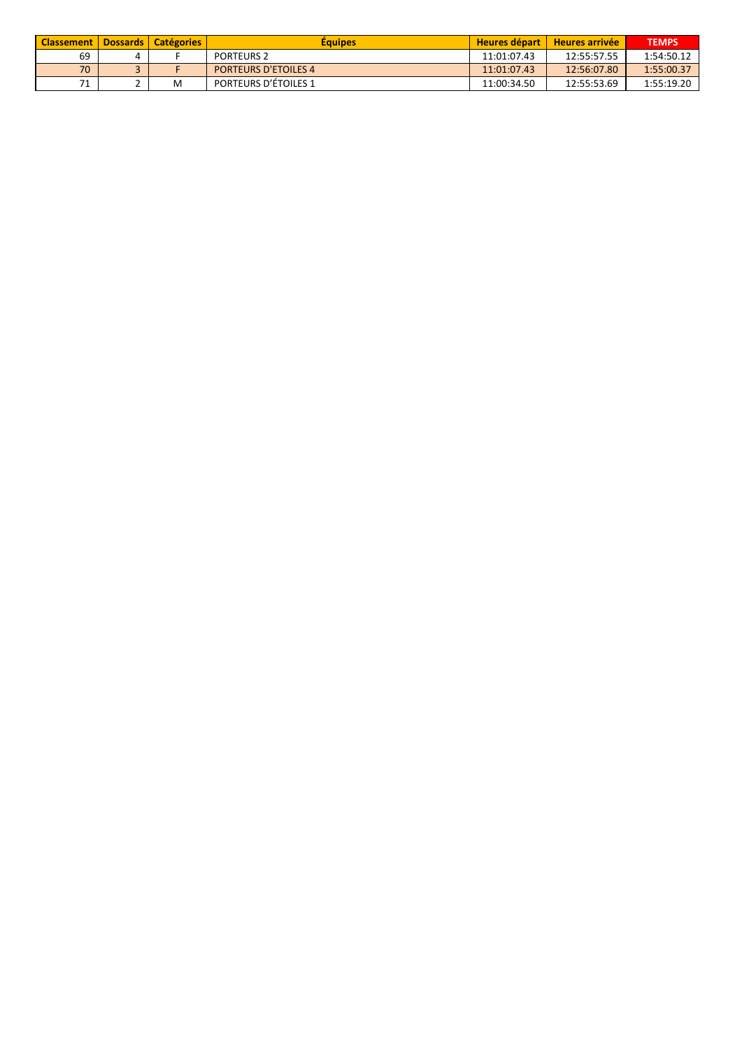| Classement | Dossards | Catégories | Équipes | Heures départ | Heures arrivée | TEMPS |
|---|---|---|---|---|---|---|
| 69 | 4 | F | PORTEURS 2 | 11:01:07.43 | 12:55:57.55 | 1:54:50.12 |
| 70 | 3 | F | PORTEURS D'ETOILES 4 | 11:01:07.43 | 12:56:07.80 | 1:55:00.37 |
| 71 | 2 | M | PORTEURS D'ÉTOILES 1 | 11:00:34.50 | 12:55:53.69 | 1:55:19.20 |